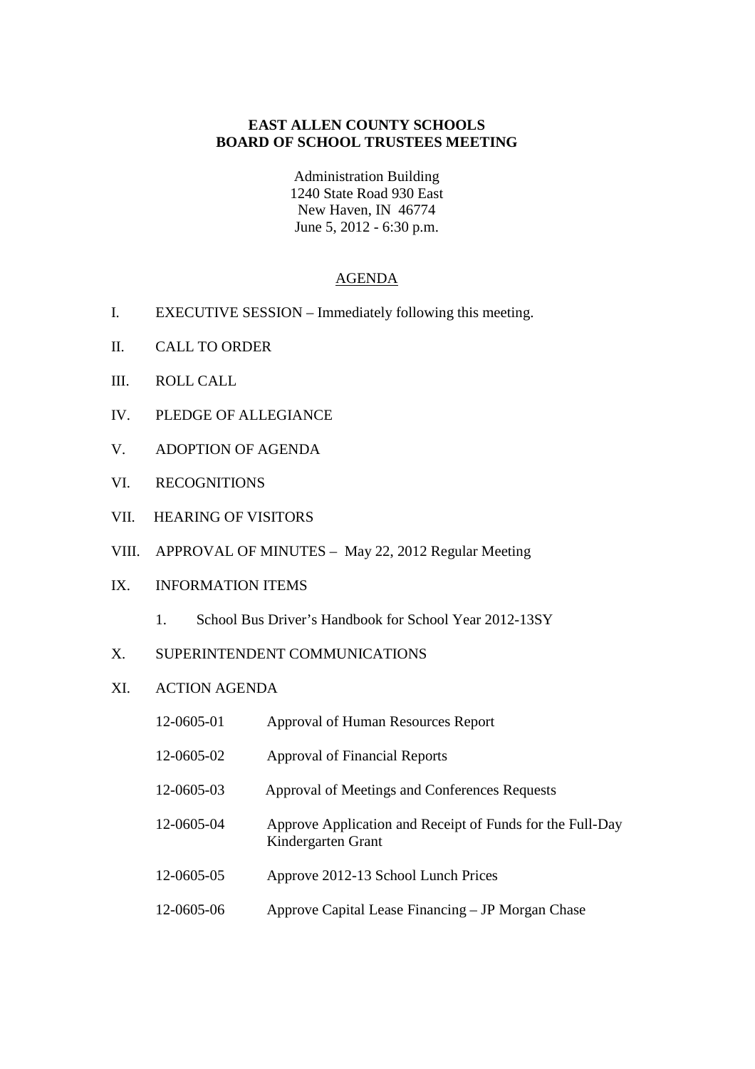**EAST ALLEN COUNTY SCHOOLS**
**BOARD OF SCHOOL TRUSTEES MEETING**

Administration Building
1240 State Road 930 East
New Haven, IN 46774
June 5, 2012 - 6:30 p.m.

AGENDA

I. EXECUTIVE SESSION – Immediately following this meeting.

II. CALL TO ORDER

III. ROLL CALL

IV. PLEDGE OF ALLEGIANCE

V. ADOPTION OF AGENDA

VI. RECOGNITIONS

VII. HEARING OF VISITORS

VIII. APPROVAL OF MINUTES – May 22, 2012 Regular Meeting

IX. INFORMATION ITEMS

1. School Bus Driver's Handbook for School Year 2012-13SY

X. SUPERINTENDENT COMMUNICATIONS

XI. ACTION AGENDA

| | |
|---|---|
| 12-0605-01 | Approval of Human Resources Report |
| 12-0605-02 | Approval of Financial Reports |
| 12-0605-03 | Approval of Meetings and Conferences Requests |
| 12-0605-04 | Approve Application and Receipt of Funds for the Full-Day Kindergarten Grant |
| 12-0605-05 | Approve 2012-13 School Lunch Prices |
| 12-0605-06 | Approve Capital Lease Financing – JP Morgan Chase |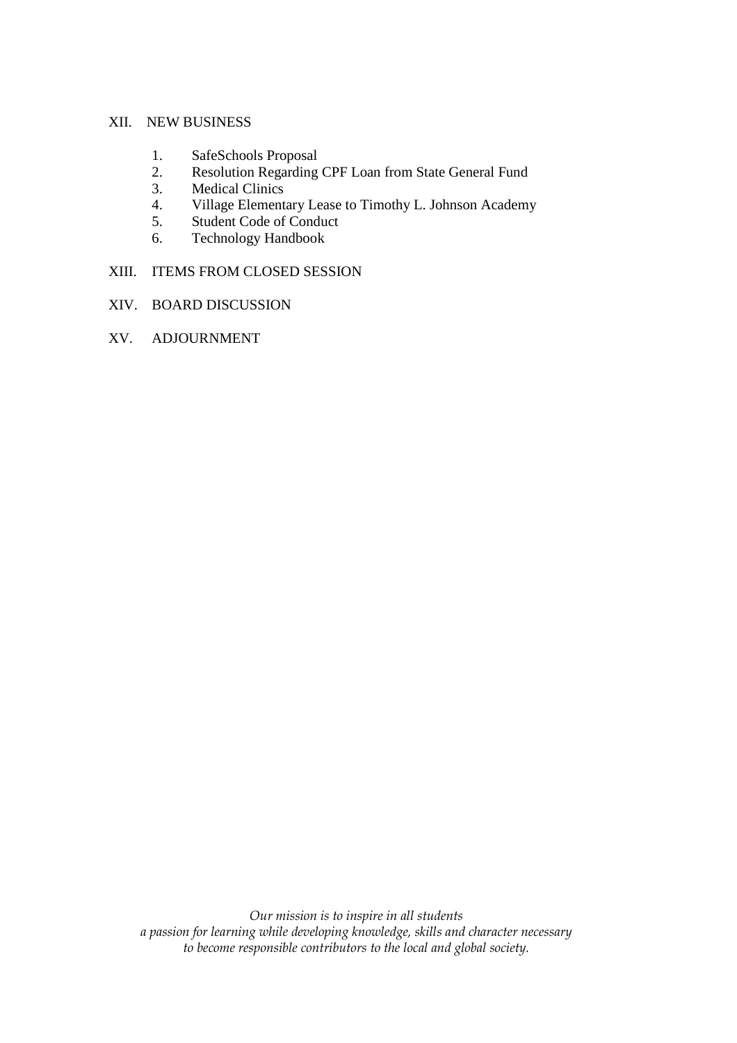XII. NEW BUSINESS

1. SafeSchools Proposal
2. Resolution Regarding CPF Loan from State General Fund
3. Medical Clinics
4. Village Elementary Lease to Timothy L. Johnson Academy
5. Student Code of Conduct
6. Technology Handbook

XIII. ITEMS FROM CLOSED SESSION

XIV. BOARD DISCUSSION

XV. ADJOURNMENT

*Our mission is to inspire in all students*
*a passion for learning while developing knowledge, skills and character necessary*
*to become responsible contributors to the local and global society.*